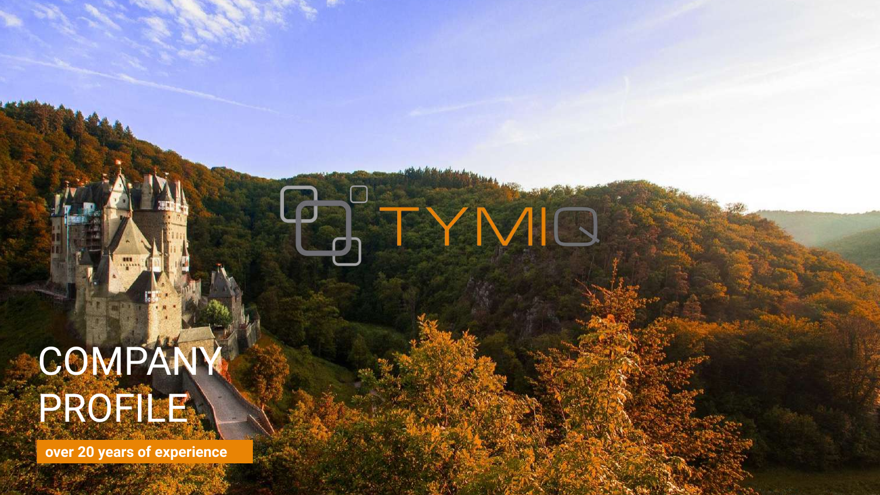TYMIQ

# COMPANY PROFILE

**over 20 years of experience**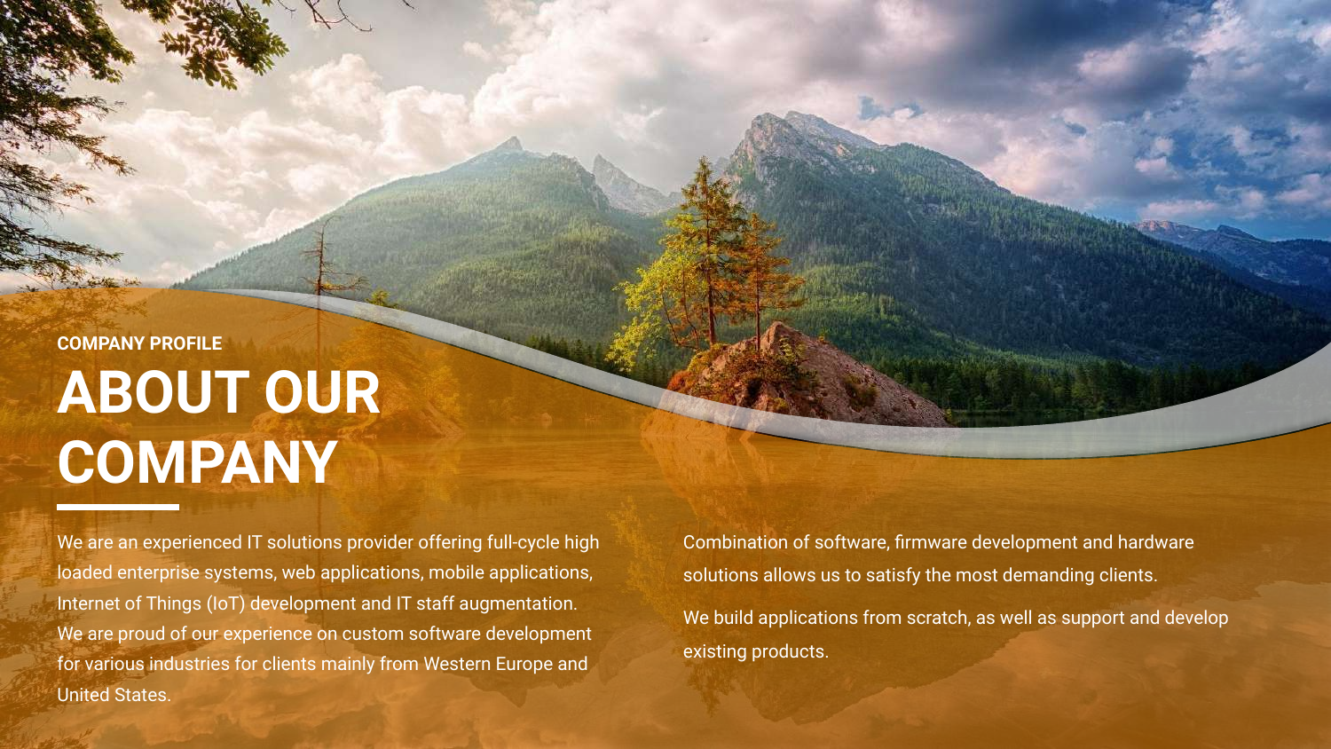COMPANY PROFILE

# ABOUT OUR COMPANY

We are an experienced IT solutions provider offering full-cycle high loaded enterprise systems, web applications, mobile applications, Internet of Things (IoT) development and IT staff augmentation. We are proud of our experience on custom software development for various industries for clients mainly from Western Europe and United States.

Combination of software, firmware development and hardware solutions allows us to satisfy the most demanding clients.

We build applications from scratch, as well as support and develop existing products.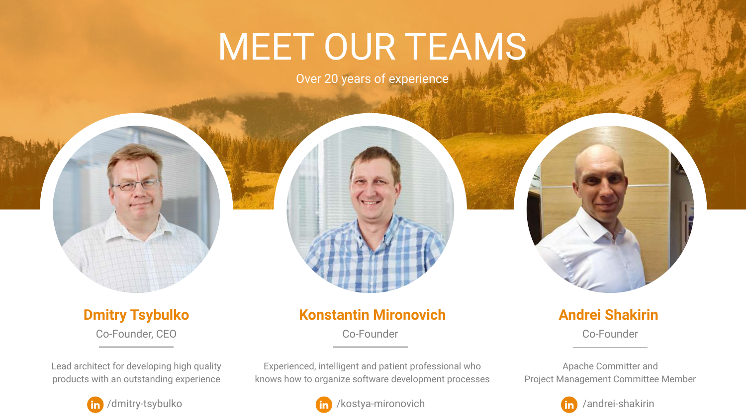# MEET OUR TEAMS

Over 20 years of experience

### Dmitry Tsybulko

Co-Founder, CEO

Lead architect for developing high quality products with an outstanding experience

/dmitry-tsybulko

### Konstantin Mironovich

Co-Founder

Experienced, intelligent and patient professional who knows how to organize software development processes

/kostya-mironovich

### Andrei Shakirin

Co-Founder

Apache Committer and Project Management Committee Member

/andrei-shakirin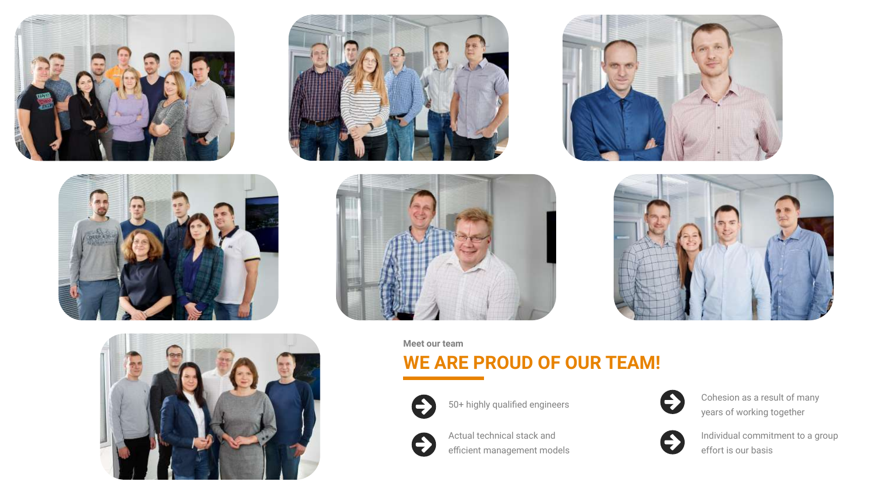Meet our team

## WE ARE PROUD OF OUR TEAM!

- 50+ highly qualified engineers
- Actual technical stack and efficient management models
- Cohesion as a result of many years of working together
- Individual commitment to a group effort is our basis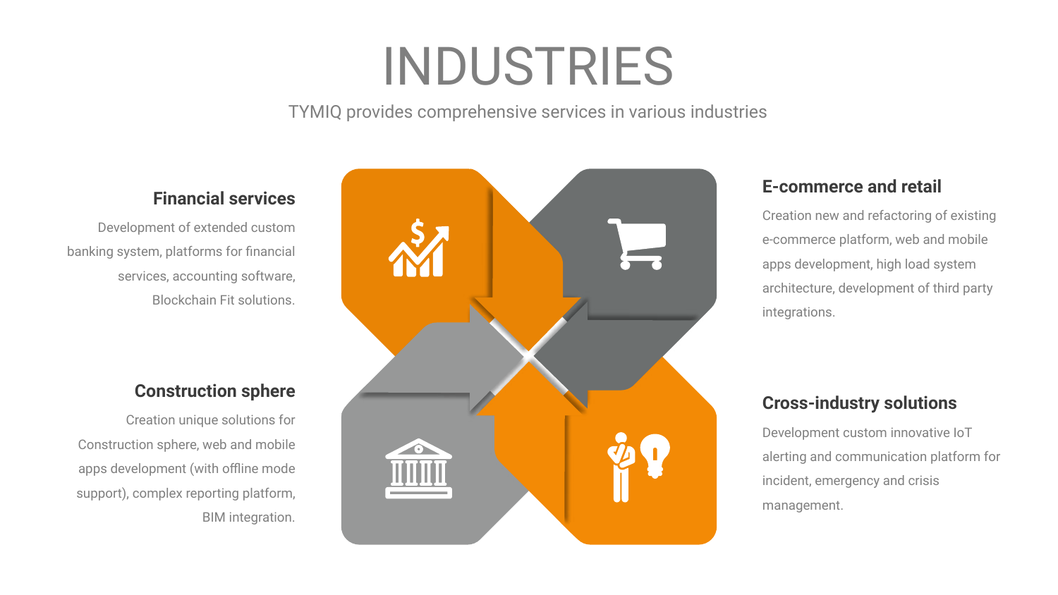# INDUSTRIES

TYMIQ provides comprehensive services in various industries

### Financial services

Development of extended custom banking system, platforms for financial services, accounting software, Blockchain Fit solutions.

### E-commerce and retail

Creation new and refactoring of existing e-commerce platform, web and mobile apps development, high load system architecture, development of third party integrations.

### Construction sphere

Creation unique solutions for Construction sphere, web and mobile apps development (with offline mode support), complex reporting platform, BIM integration.

### Cross-industry solutions

Development custom innovative IoT alerting and communication platform for incident, emergency and crisis management.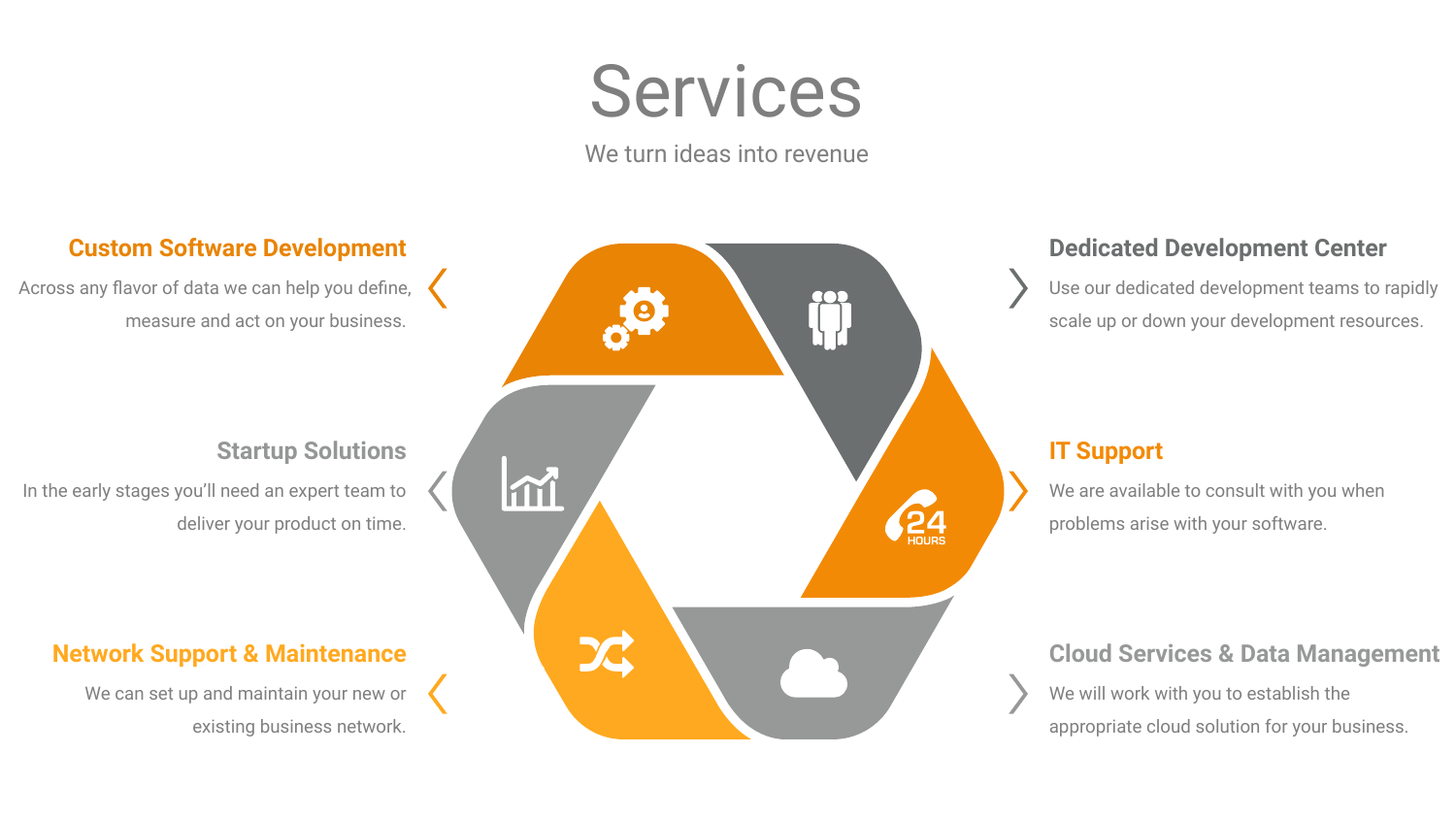# Services

We turn ideas into revenue

### Custom Software Development

Across any flavor of data we can help you define, measure and act on your business.

### Startup Solutions

In the early stages you'll need an expert team to deliver your product on time.

### Network Support & Maintenance

We can set up and maintain your new or existing business network.

### Dedicated Development Center

Use our dedicated development teams to rapidly scale up or down your development resources.

### IT Support

We are available to consult with you when problems arise with your software.

### Cloud Services & Data Management

We will work with you to establish the appropriate cloud solution for your business.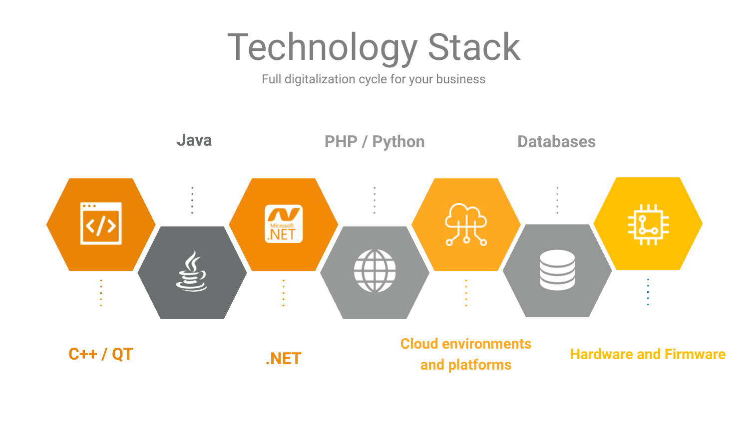# Technology Stack

Full digitalization cycle for your business

- C++ / QT
- Java
- .NET
- PHP / Python
- Cloud environments and platforms
- Databases
- Hardware and Firmware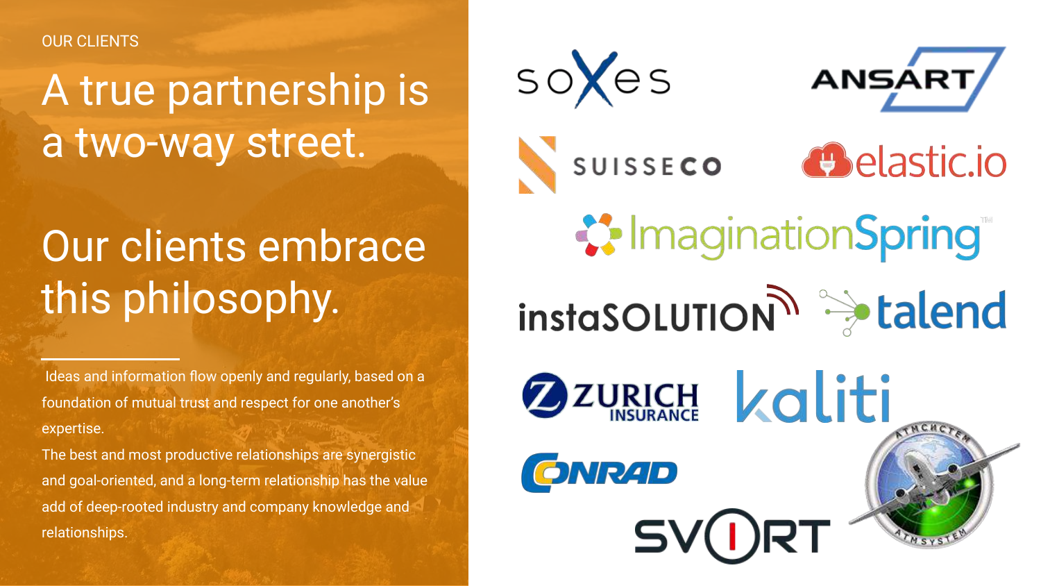OUR CLIENTS

# A true partnership is a two-way street.

# Our clients embrace this philosophy.

Ideas and information flow openly and regularly, based on a foundation of mutual trust and respect for one another's expertise.

The best and most productive relationships are synergistic and goal-oriented, and a long-term relationship has the value add of deep-rooted industry and company knowledge and relationships.

soxes

ANSART

SUISSECO

elastic.io

ImaginationSpring™

instaSOLUTION

talend

ZURICH INSURANCE

kaliti

CONRAD

SVORT

ATMCHCTEM ATMSYSTEM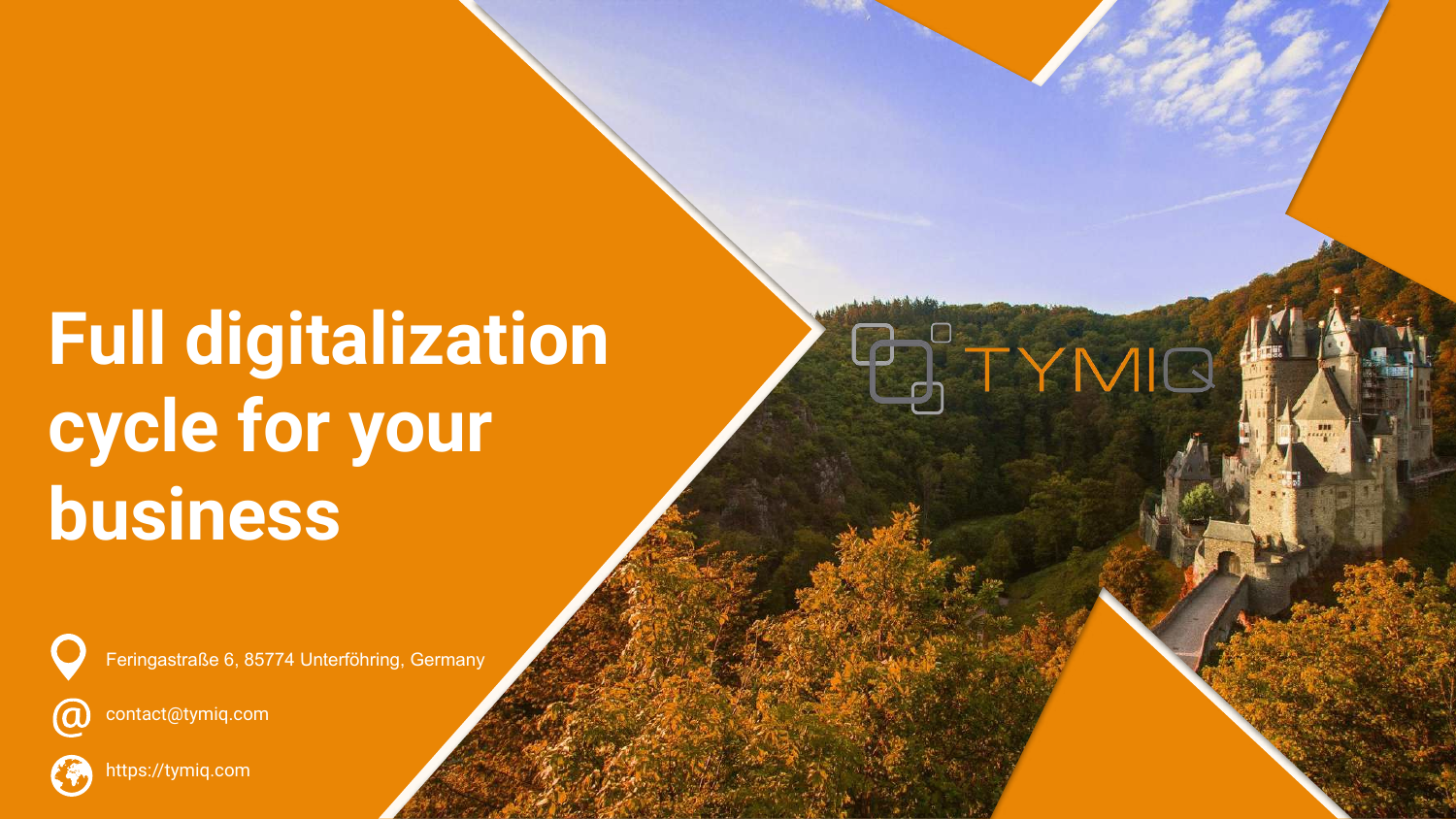# Full digitalization cycle for your business

TYMIQ

Feringastraße 6, 85774 Unterföhring, Germany

contact@tymiq.com

https://tymiq.com